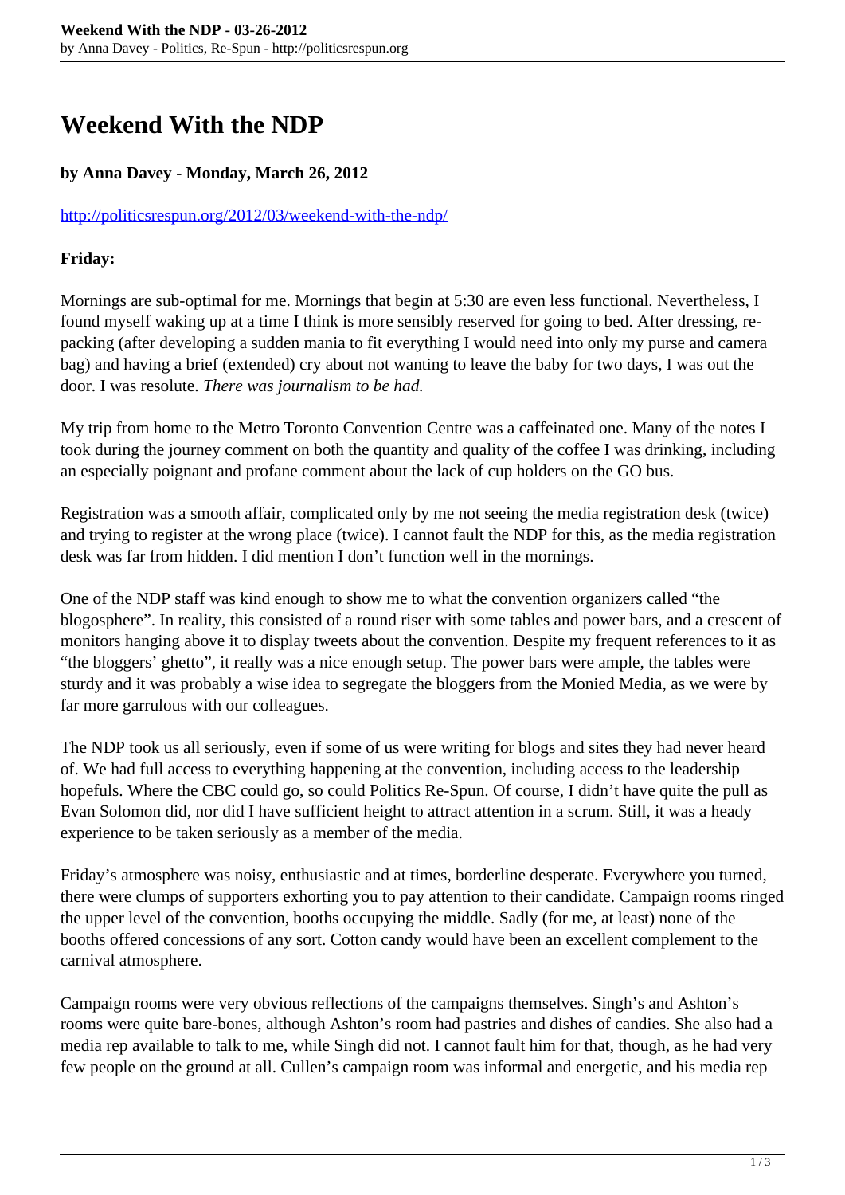# Weekend With the NDP

**by Anna Davey - Monday, March 26, 2012**

http://politicsrespun.org/2012/03/weekend-with-the-ndp/

**Friday:**

Mornings are sub-optimal for me. Mornings that begin at 5:30 are even less functional. Nevertheless, I found myself waking up at a time I think is more sensibly reserved for going to bed. After dressing, re-packing (after developing a sudden mania to fit everything I would need into only my purse and camera bag) and having a brief (extended) cry about not wanting to leave the baby for two days, I was out the door. I was resolute. *There was journalism to be had.*

My trip from home to the Metro Toronto Convention Centre was a caffeinated one. Many of the notes I took during the journey comment on both the quantity and quality of the coffee I was drinking, including an especially poignant and profane comment about the lack of cup holders on the GO bus.

Registration was a smooth affair, complicated only by me not seeing the media registration desk (twice) and trying to register at the wrong place (twice). I cannot fault the NDP for this, as the media registration desk was far from hidden. I did mention I don't function well in the mornings.

One of the NDP staff was kind enough to show me to what the convention organizers called "the blogosphere". In reality, this consisted of a round riser with some tables and power bars, and a crescent of monitors hanging above it to display tweets about the convention. Despite my frequent references to it as "the bloggers' ghetto", it really was a nice enough setup. The power bars were ample, the tables were sturdy and it was probably a wise idea to segregate the bloggers from the Monied Media, as we were by far more garrulous with our colleagues.

The NDP took us all seriously, even if some of us were writing for blogs and sites they had never heard of. We had full access to everything happening at the convention, including access to the leadership hopefuls. Where the CBC could go, so could Politics Re-Spun. Of course, I didn't have quite the pull as Evan Solomon did, nor did I have sufficient height to attract attention in a scrum. Still, it was a heady experience to be taken seriously as a member of the media.

Friday's atmosphere was noisy, enthusiastic and at times, borderline desperate. Everywhere you turned, there were clumps of supporters exhorting you to pay attention to their candidate. Campaign rooms ringed the upper level of the convention, booths occupying the middle. Sadly (for me, at least) none of the booths offered concessions of any sort. Cotton candy would have been an excellent complement to the carnival atmosphere.

Campaign rooms were very obvious reflections of the campaigns themselves. Singh's and Ashton's rooms were quite bare-bones, although Ashton's room had pastries and dishes of candies. She also had a media rep available to talk to me, while Singh did not. I cannot fault him for that, though, as he had very few people on the ground at all. Cullen's campaign room was informal and energetic, and his media rep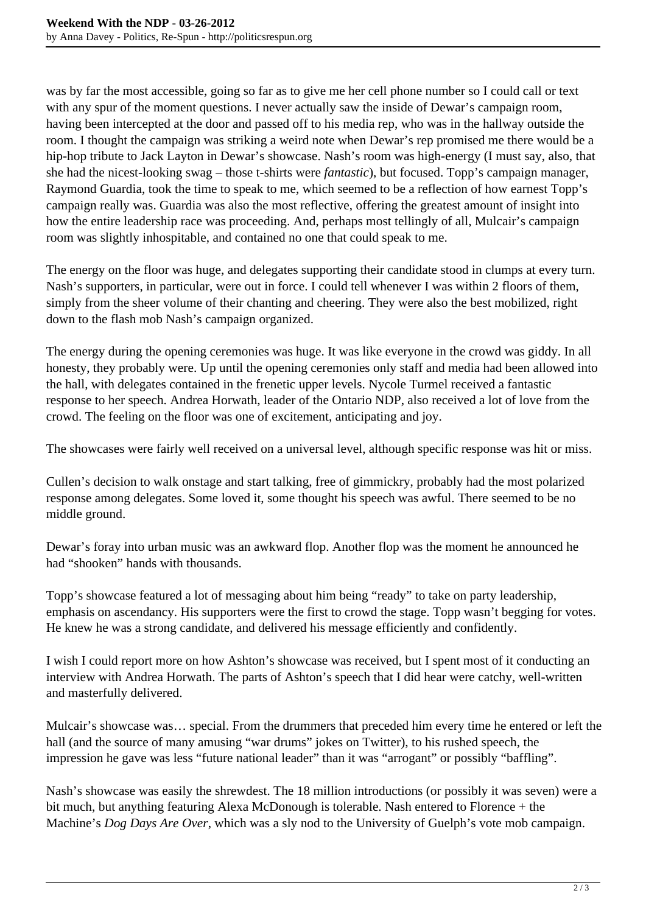was by far the most accessible, going so far as to give me her cell phone number so I could call or text with any spur of the moment questions. I never actually saw the inside of Dewar's campaign room, having been intercepted at the door and passed off to his media rep, who was in the hallway outside the room. I thought the campaign was striking a weird note when Dewar's rep promised me there would be a hip-hop tribute to Jack Layton in Dewar's showcase. Nash's room was high-energy (I must say, also, that she had the nicest-looking swag – those t-shirts were *fantastic*), but focused. Topp's campaign manager, Raymond Guardia, took the time to speak to me, which seemed to be a reflection of how earnest Topp's campaign really was. Guardia was also the most reflective, offering the greatest amount of insight into how the entire leadership race was proceeding. And, perhaps most tellingly of all, Mulcair's campaign room was slightly inhospitable, and contained no one that could speak to me.

The energy on the floor was huge, and delegates supporting their candidate stood in clumps at every turn. Nash's supporters, in particular, were out in force. I could tell whenever I was within 2 floors of them, simply from the sheer volume of their chanting and cheering. They were also the best mobilized, right down to the flash mob Nash's campaign organized.

The energy during the opening ceremonies was huge. It was like everyone in the crowd was giddy. In all honesty, they probably were. Up until the opening ceremonies only staff and media had been allowed into the hall, with delegates contained in the frenetic upper levels. Nycole Turmel received a fantastic response to her speech. Andrea Horwath, leader of the Ontario NDP, also received a lot of love from the crowd. The feeling on the floor was one of excitement, anticipating and joy.

The showcases were fairly well received on a universal level, although specific response was hit or miss.

Cullen's decision to walk onstage and start talking, free of gimmickry, probably had the most polarized response among delegates. Some loved it, some thought his speech was awful. There seemed to be no middle ground.

Dewar's foray into urban music was an awkward flop. Another flop was the moment he announced he had "shooken" hands with thousands.

Topp's showcase featured a lot of messaging about him being "ready" to take on party leadership, emphasis on ascendancy. His supporters were the first to crowd the stage. Topp wasn't begging for votes. He knew he was a strong candidate, and delivered his message efficiently and confidently.

I wish I could report more on how Ashton's showcase was received, but I spent most of it conducting an interview with Andrea Horwath. The parts of Ashton's speech that I did hear were catchy, well-written and masterfully delivered.

Mulcair's showcase was… special. From the drummers that preceded him every time he entered or left the hall (and the source of many amusing "war drums" jokes on Twitter), to his rushed speech, the impression he gave was less "future national leader" than it was "arrogant" or possibly "baffling".

Nash's showcase was easily the shrewdest. The 18 million introductions (or possibly it was seven) were a bit much, but anything featuring Alexa McDonough is tolerable. Nash entered to Florence + the Machine's *Dog Days Are Over*, which was a sly nod to the University of Guelph's vote mob campaign.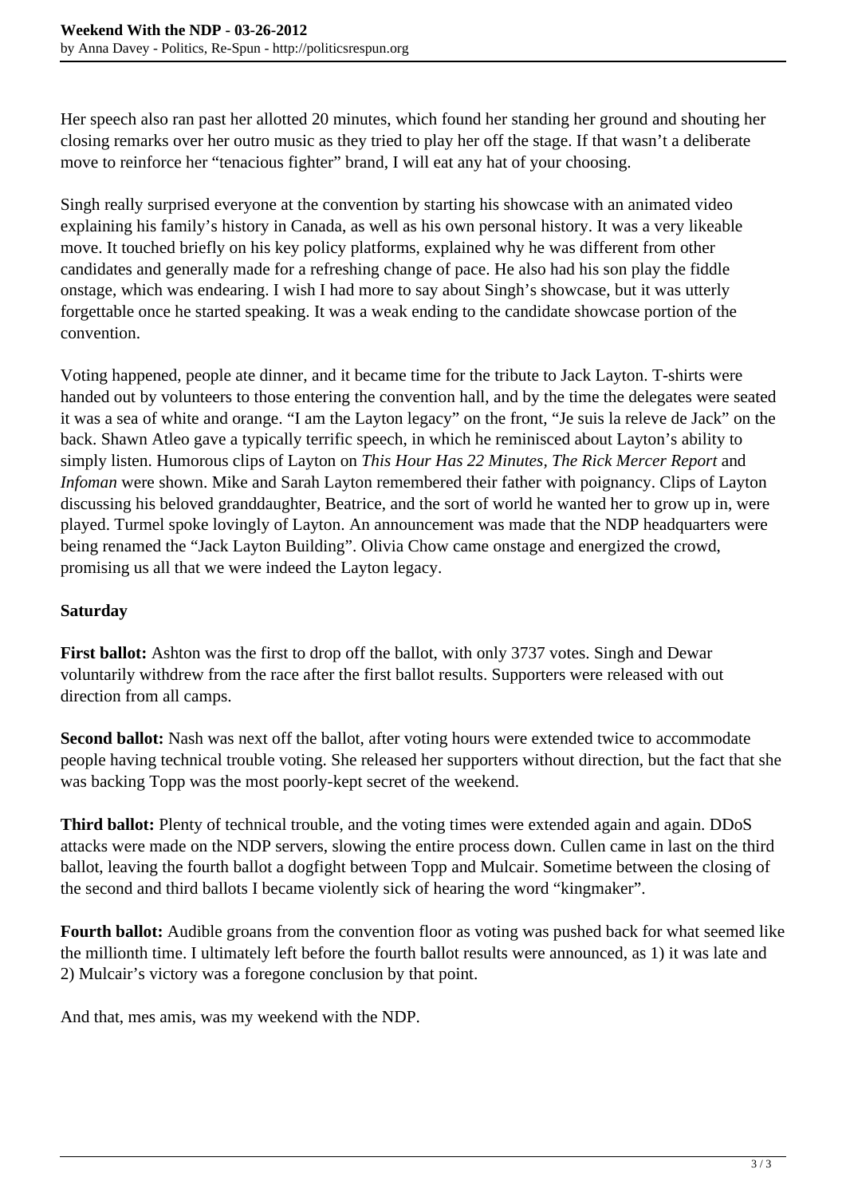Her speech also ran past her allotted 20 minutes, which found her standing her ground and shouting her closing remarks over her outro music as they tried to play her off the stage. If that wasn't a deliberate move to reinforce her "tenacious fighter" brand, I will eat any hat of your choosing.

Singh really surprised everyone at the convention by starting his showcase with an animated video explaining his family's history in Canada, as well as his own personal history. It was a very likeable move. It touched briefly on his key policy platforms, explained why he was different from other candidates and generally made for a refreshing change of pace. He also had his son play the fiddle onstage, which was endearing. I wish I had more to say about Singh's showcase, but it was utterly forgettable once he started speaking. It was a weak ending to the candidate showcase portion of the convention.

Voting happened, people ate dinner, and it became time for the tribute to Jack Layton. T-shirts were handed out by volunteers to those entering the convention hall, and by the time the delegates were seated it was a sea of white and orange. "I am the Layton legacy" on the front, "Je suis la releve de Jack" on the back. Shawn Atleo gave a typically terrific speech, in which he reminisced about Layton's ability to simply listen. Humorous clips of Layton on *This Hour Has 22 Minutes*, *The Rick Mercer Report* and *Infoman* were shown. Mike and Sarah Layton remembered their father with poignancy. Clips of Layton discussing his beloved granddaughter, Beatrice, and the sort of world he wanted her to grow up in, were played. Turmel spoke lovingly of Layton. An announcement was made that the NDP headquarters were being renamed the "Jack Layton Building". Olivia Chow came onstage and energized the crowd, promising us all that we were indeed the Layton legacy.

**Saturday**

**First ballot:** Ashton was the first to drop off the ballot, with only 3737 votes. Singh and Dewar voluntarily withdrew from the race after the first ballot results. Supporters were released with out direction from all camps.

**Second ballot:** Nash was next off the ballot, after voting hours were extended twice to accommodate people having technical trouble voting. She released her supporters without direction, but the fact that she was backing Topp was the most poorly-kept secret of the weekend.

**Third ballot:** Plenty of technical trouble, and the voting times were extended again and again. DDoS attacks were made on the NDP servers, slowing the entire process down. Cullen came in last on the third ballot, leaving the fourth ballot a dogfight between Topp and Mulcair. Sometime between the closing of the second and third ballots I became violently sick of hearing the word "kingmaker".

**Fourth ballot:** Audible groans from the convention floor as voting was pushed back for what seemed like the millionth time. I ultimately left before the fourth ballot results were announced, as 1) it was late and 2) Mulcair's victory was a foregone conclusion by that point.

And that, mes amis, was my weekend with the NDP.